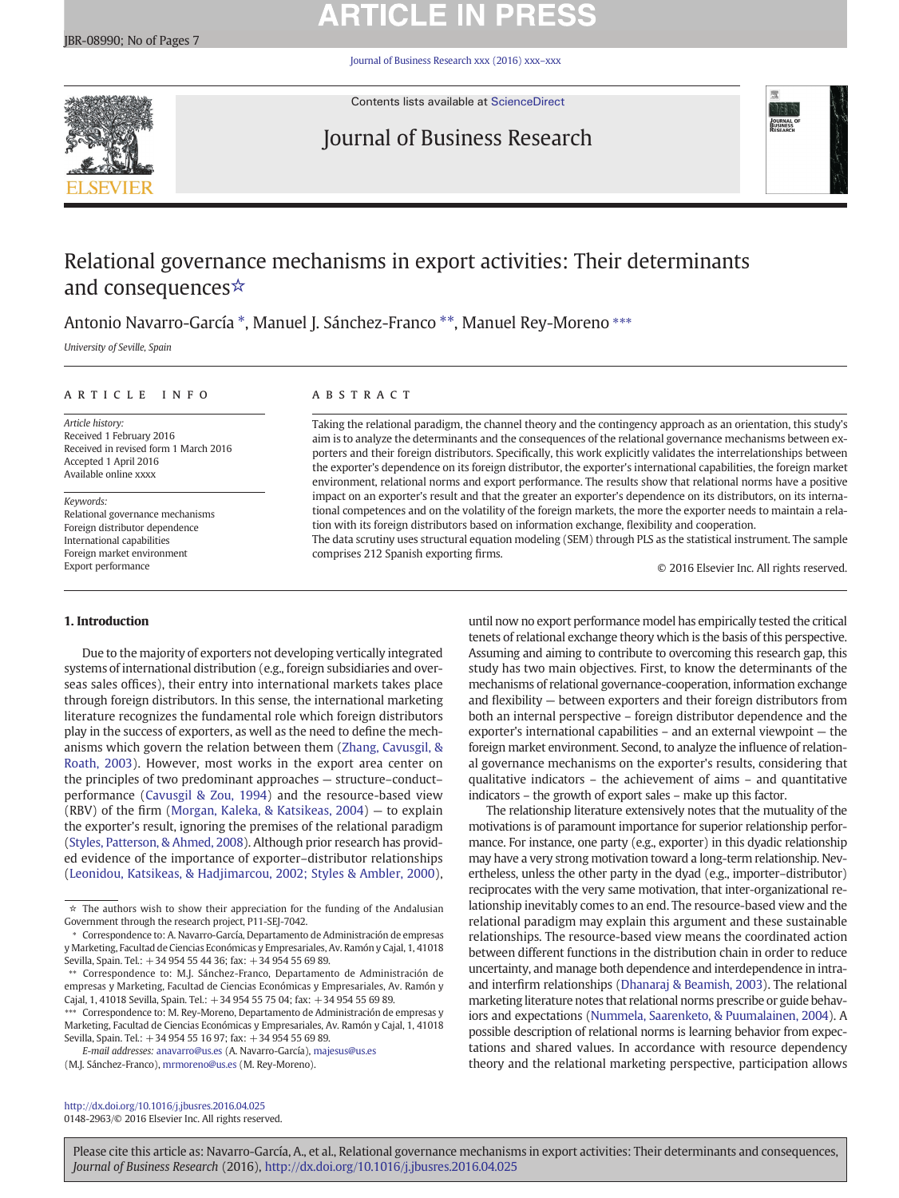# Relational governance mechanisms in export activities: Their determinants and consequences☆

Antonio Navarro-García *, Manuel J. Sánchez-Franco **, Manuel Rey-Moreno ***

*University of Seville, Spain*

## ARTICLE INFO

*Article history:*
Received 1 February 2016
Received in revised form 1 March 2016
Accepted 1 April 2016
Available online xxxx

*Keywords:*
Relational governance mechanisms
Foreign distributor dependence
International capabilities
Foreign market environment
Export performance

## ABSTRACT

Taking the relational paradigm, the channel theory and the contingency approach as an orientation, this study's aim is to analyze the determinants and the consequences of the relational governance mechanisms between exporters and their foreign distributors. Specifically, this work explicitly validates the interrelationships between the exporter's dependence on its foreign distributor, the exporter's international capabilities, the foreign market environment, relational norms and export performance. The results show that relational norms have a positive impact on an exporter's result and that the greater an exporter's dependence on its distributors, on its international competences and on the volatility of the foreign markets, the more the exporter needs to maintain a relation with its foreign distributors based on information exchange, flexibility and cooperation.

The data scrutiny uses structural equation modeling (SEM) through PLS as the statistical instrument. The sample comprises 212 Spanish exporting firms.

© 2016 Elsevier Inc. All rights reserved.

## 1. Introduction

Due to the majority of exporters not developing vertically integrated systems of international distribution (e.g., foreign subsidiaries and overseas sales offices), their entry into international markets takes place through foreign distributors. In this sense, the international marketing literature recognizes the fundamental role which foreign distributors play in the success of exporters, as well as the need to define the mechanisms which govern the relation between them (Zhang, Cavusgil, & Roath, 2003). However, most works in the export area center on the principles of two predominant approaches — structure–conduct–performance (Cavusgil & Zou, 1994) and the resource-based view (RBV) of the firm (Morgan, Kaleka, & Katsikeas, 2004) — to explain the exporter's result, ignoring the premises of the relational paradigm (Styles, Patterson, & Ahmed, 2008). Although prior research has provided evidence of the importance of exporter–distributor relationships (Leonidou, Katsikeas, & Hadjimarcou, 2002; Styles & Ambler, 2000), until now no export performance model has empirically tested the critical tenets of relational exchange theory which is the basis of this perspective. Assuming and aiming to contribute to overcoming this research gap, this study has two main objectives. First, to know the determinants of the mechanisms of relational governance-cooperation, information exchange and flexibility — between exporters and their foreign distributors from both an internal perspective – foreign distributor dependence and the exporter's international capabilities – and an external viewpoint — the foreign market environment. Second, to analyze the influence of relational governance mechanisms on the exporter's results, considering that qualitative indicators – the achievement of aims – and quantitative indicators – the growth of export sales – make up this factor.

The relationship literature extensively notes that the mutuality of the motivations is of paramount importance for superior relationship performance. For instance, one party (e.g., exporter) in this dyadic relationship may have a very strong motivation toward a long-term relationship. Nevertheless, unless the other party in the dyad (e.g., importer–distributor) reciprocates with the very same motivation, that inter-organizational relationship inevitably comes to an end. The resource-based view and the relational paradigm may explain this argument and these sustainable relationships. The resource-based view means the coordinated action between different functions in the distribution chain in order to reduce uncertainty, and manage both dependence and interdependence in intra- and interfirm relationships (Dhanaraj & Beamish, 2003). The relational marketing literature notes that relational norms prescribe or guide behaviors and expectations (Nummela, Saarenketo, & Puumalainen, 2004). A possible description of relational norms is learning behavior from expectations and shared values. In accordance with resource dependency theory and the relational marketing perspective, participation allows

---

☆ The authors wish to show their appreciation for the funding of the Andalusian Government through the research project, P11-SEJ-7042.

\* Correspondence to: A. Navarro-García, Departamento de Administración de empresas y Marketing, Facultad de Ciencias Económicas y Empresariales, Av. Ramón y Cajal, 1, 41018 Sevilla, Spain. Tel.: +34 954 55 44 36; fax: +34 954 55 69 89.

\*\* Correspondence to: M.J. Sánchez-Franco, Departamento de Administración de empresas y Marketing, Facultad de Ciencias Económicas y Empresariales, Av. Ramón y Cajal, 1, 41018 Sevilla, Spain. Tel.: +34 954 55 75 04; fax: +34 954 55 69 89.

\*\*\* Correspondence to: M. Rey-Moreno, Departamento de Administración de empresas y Marketing, Facultad de Ciencias Económicas y Empresariales, Av. Ramón y Cajal, 1, 41018 Sevilla, Spain. Tel.: +34 954 55 16 97; fax: +34 954 55 69 89.

*E-mail addresses:* anavarro@us.es (A. Navarro-García), majesus@us.es (M.J. Sánchez-Franco), mrmoreno@us.es (M. Rey-Moreno).

http://dx.doi.org/10.1016/j.jbusres.2016.04.025
0148-2963/© 2016 Elsevier Inc. All rights reserved.

Please cite this article as: Navarro-García, A., et al., Relational governance mechanisms in export activities: Their determinants and consequences, *Journal of Business Research* (2016), http://dx.doi.org/10.1016/j.jbusres.2016.04.025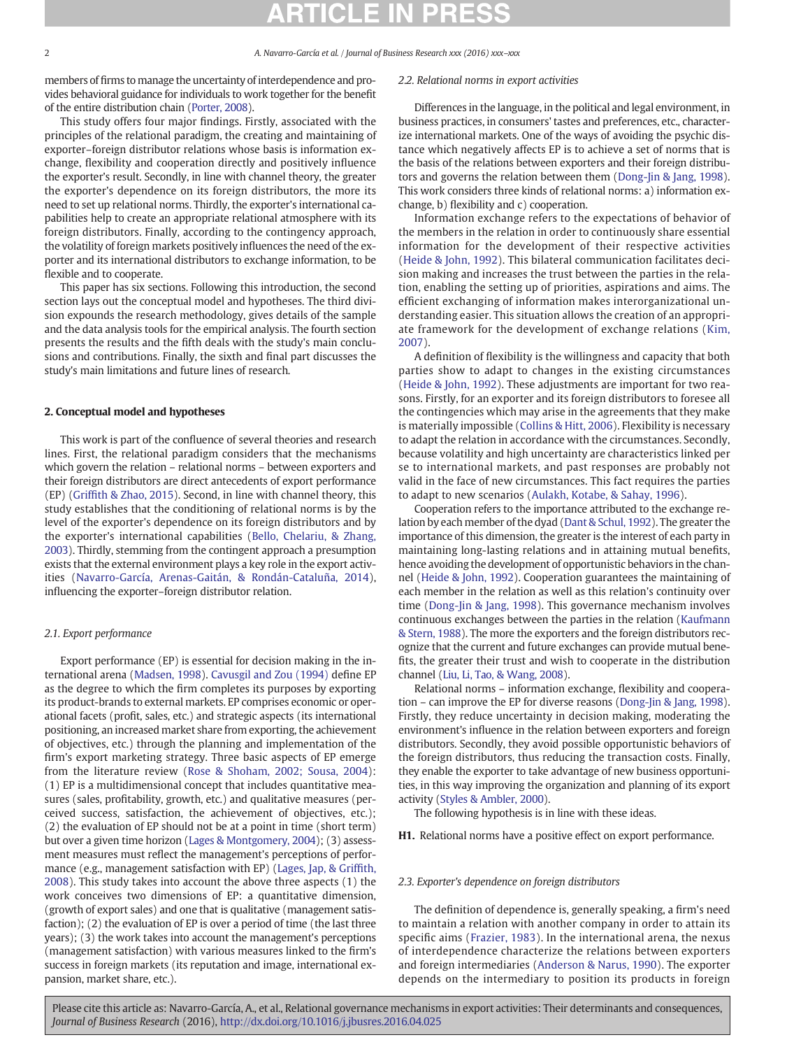members of firms to manage the uncertainty of interdependence and provides behavioral guidance for individuals to work together for the benefit of the entire distribution chain (Porter, 2008).

This study offers four major findings. Firstly, associated with the principles of the relational paradigm, the creating and maintaining of exporter–foreign distributor relations whose basis is information exchange, flexibility and cooperation directly and positively influence the exporter's result. Secondly, in line with channel theory, the greater the exporter's dependence on its foreign distributors, the more its need to set up relational norms. Thirdly, the exporter's international capabilities help to create an appropriate relational atmosphere with its foreign distributors. Finally, according to the contingency approach, the volatility of foreign markets positively influences the need of the exporter and its international distributors to exchange information, to be flexible and to cooperate.

This paper has six sections. Following this introduction, the second section lays out the conceptual model and hypotheses. The third division expounds the research methodology, gives details of the sample and the data analysis tools for the empirical analysis. The fourth section presents the results and the fifth deals with the study's main conclusions and contributions. Finally, the sixth and final part discusses the study's main limitations and future lines of research.

## 2. Conceptual model and hypotheses

This work is part of the confluence of several theories and research lines. First, the relational paradigm considers that the mechanisms which govern the relation – relational norms – between exporters and their foreign distributors are direct antecedents of export performance (EP) (Griffith & Zhao, 2015). Second, in line with channel theory, this study establishes that the conditioning of relational norms is by the level of the exporter's dependence on its foreign distributors and by the exporter's international capabilities (Bello, Chelariu, & Zhang, 2003). Thirdly, stemming from the contingent approach a presumption exists that the external environment plays a key role in the export activities (Navarro-García, Arenas-Gaitán, & Rondán-Cataluña, 2014), influencing the exporter–foreign distributor relation.

### 2.1. Export performance

Export performance (EP) is essential for decision making in the international arena (Madsen, 1998). Cavusgil and Zou (1994) define EP as the degree to which the firm completes its purposes by exporting its product-brands to external markets. EP comprises economic or operational facets (profit, sales, etc.) and strategic aspects (its international positioning, an increased market share from exporting, the achievement of objectives, etc.) through the planning and implementation of the firm's export marketing strategy. Three basic aspects of EP emerge from the literature review (Rose & Shoham, 2002; Sousa, 2004): (1) EP is a multidimensional concept that includes quantitative measures (sales, profitability, growth, etc.) and qualitative measures (perceived success, satisfaction, the achievement of objectives, etc.); (2) the evaluation of EP should not be at a point in time (short term) but over a given time horizon (Lages & Montgomery, 2004); (3) assessment measures must reflect the management's perceptions of performance (e.g., management satisfaction with EP) (Lages, Jap, & Griffith, 2008). This study takes into account the above three aspects (1) the work conceives two dimensions of EP: a quantitative dimension, (growth of export sales) and one that is qualitative (management satisfaction); (2) the evaluation of EP is over a period of time (the last three years); (3) the work takes into account the management's perceptions (management satisfaction) with various measures linked to the firm's success in foreign markets (its reputation and image, international expansion, market share, etc.).

### 2.2. Relational norms in export activities

Differences in the language, in the political and legal environment, in business practices, in consumers' tastes and preferences, etc., characterize international markets. One of the ways of avoiding the psychic distance which negatively affects EP is to achieve a set of norms that is the basis of the relations between exporters and their foreign distributors and governs the relation between them (Dong-Jin & Jang, 1998). This work considers three kinds of relational norms: a) information exchange, b) flexibility and c) cooperation.

Information exchange refers to the expectations of behavior of the members in the relation in order to continuously share essential information for the development of their respective activities (Heide & John, 1992). This bilateral communication facilitates decision making and increases the trust between the parties in the relation, enabling the setting up of priorities, aspirations and aims. The efficient exchanging of information makes interorganizational understanding easier. This situation allows the creation of an appropriate framework for the development of exchange relations (Kim, 2007).

A definition of flexibility is the willingness and capacity that both parties show to adapt to changes in the existing circumstances (Heide & John, 1992). These adjustments are important for two reasons. Firstly, for an exporter and its foreign distributors to foresee all the contingencies which may arise in the agreements that they make is materially impossible (Collins & Hitt, 2006). Flexibility is necessary to adapt the relation in accordance with the circumstances. Secondly, because volatility and high uncertainty are characteristics linked per se to international markets, and past responses are probably not valid in the face of new circumstances. This fact requires the parties to adapt to new scenarios (Aulakh, Kotabe, & Sahay, 1996).

Cooperation refers to the importance attributed to the exchange relation by each member of the dyad (Dant & Schul, 1992). The greater the importance of this dimension, the greater is the interest of each party in maintaining long-lasting relations and in attaining mutual benefits, hence avoiding the development of opportunistic behaviors in the channel (Heide & John, 1992). Cooperation guarantees the maintaining of each member in the relation as well as this relation's continuity over time (Dong-Jin & Jang, 1998). This governance mechanism involves continuous exchanges between the parties in the relation (Kaufmann & Stern, 1988). The more the exporters and the foreign distributors recognize that the current and future exchanges can provide mutual benefits, the greater their trust and wish to cooperate in the distribution channel (Liu, Li, Tao, & Wang, 2008).

Relational norms – information exchange, flexibility and cooperation – can improve the EP for diverse reasons (Dong-Jin & Jang, 1998). Firstly, they reduce uncertainty in decision making, moderating the environment's influence in the relation between exporters and foreign distributors. Secondly, they avoid possible opportunistic behaviors of the foreign distributors, thus reducing the transaction costs. Finally, they enable the exporter to take advantage of new business opportunities, in this way improving the organization and planning of its export activity (Styles & Ambler, 2000).

The following hypothesis is in line with these ideas.

**H1.** Relational norms have a positive effect on export performance.

### 2.3. Exporter's dependence on foreign distributors

The definition of dependence is, generally speaking, a firm's need to maintain a relation with another company in order to attain its specific aims (Frazier, 1983). In the international arena, the nexus of interdependence characterize the relations between exporters and foreign intermediaries (Anderson & Narus, 1990). The exporter depends on the intermediary to position its products in foreign

Please cite this article as: Navarro-García, A., et al., Relational governance mechanisms in export activities: Their determinants and consequences, *Journal of Business Research* (2016), http://dx.doi.org/10.1016/j.jbusres.2016.04.025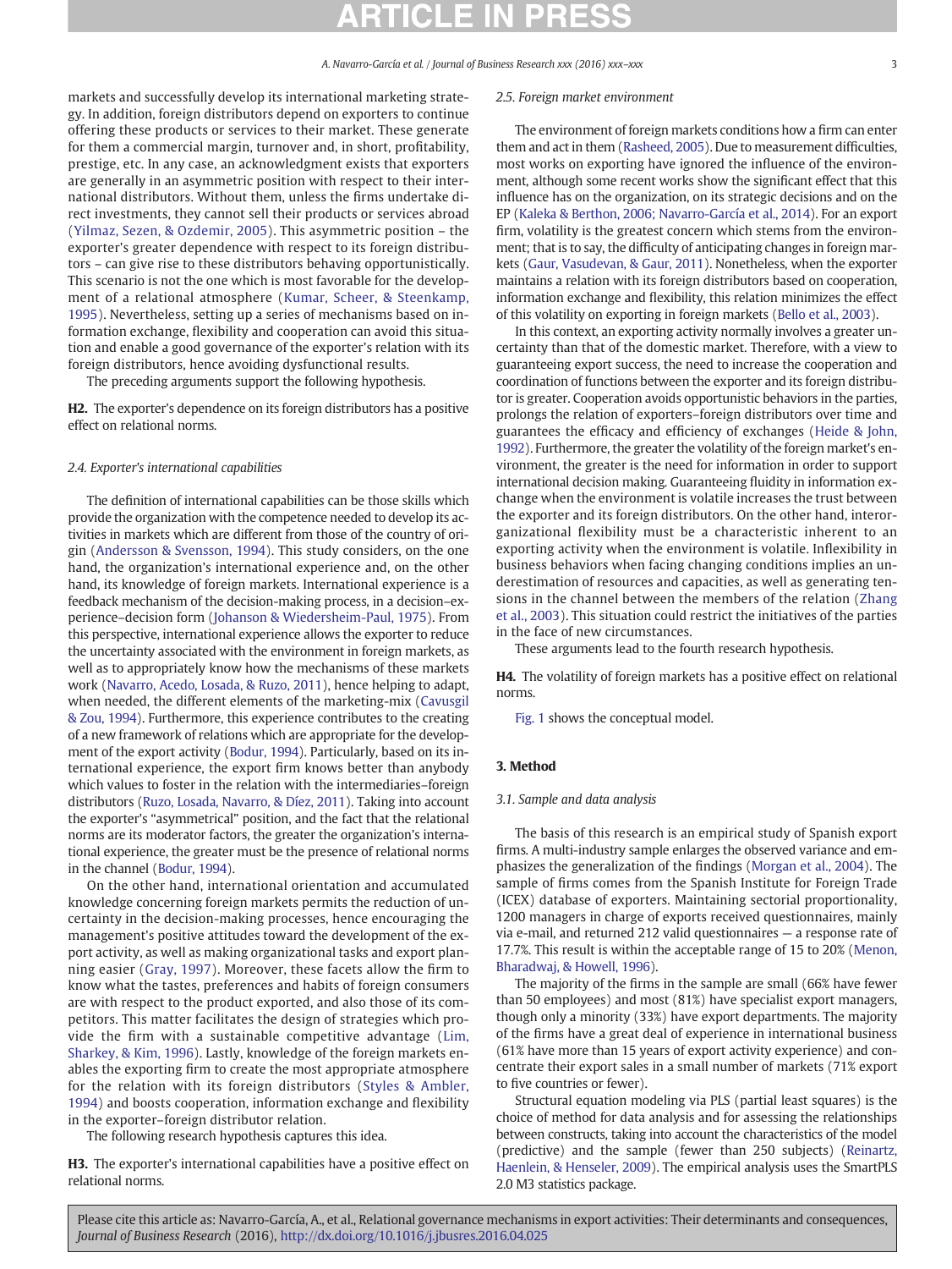markets and successfully develop its international marketing strategy. In addition, foreign distributors depend on exporters to continue offering these products or services to their market. These generate for them a commercial margin, turnover and, in short, profitability, prestige, etc. In any case, an acknowledgment exists that exporters are generally in an asymmetric position with respect to their international distributors. Without them, unless the firms undertake direct investments, they cannot sell their products or services abroad (Yilmaz, Sezen, & Ozdemir, 2005). This asymmetric position – the exporter's greater dependence with respect to its foreign distributors – can give rise to these distributors behaving opportunistically. This scenario is not the one which is most favorable for the development of a relational atmosphere (Kumar, Scheer, & Steenkamp, 1995). Nevertheless, setting up a series of mechanisms based on information exchange, flexibility and cooperation can avoid this situation and enable a good governance of the exporter's relation with its foreign distributors, hence avoiding dysfunctional results.

The preceding arguments support the following hypothesis.

**H2.** The exporter's dependence on its foreign distributors has a positive effect on relational norms.

### 2.4. Exporter's international capabilities

The definition of international capabilities can be those skills which provide the organization with the competence needed to develop its activities in markets which are different from those of the country of origin (Andersson & Svensson, 1994). This study considers, on the one hand, the organization's international experience and, on the other hand, its knowledge of foreign markets. International experience is a feedback mechanism of the decision-making process, in a decision–experience–decision form (Johanson & Wiedersheim-Paul, 1975). From this perspective, international experience allows the exporter to reduce the uncertainty associated with the environment in foreign markets, as well as to appropriately know how the mechanisms of these markets work (Navarro, Acedo, Losada, & Ruzo, 2011), hence helping to adapt, when needed, the different elements of the marketing-mix (Cavusgil & Zou, 1994). Furthermore, this experience contributes to the creating of a new framework of relations which are appropriate for the development of the export activity (Bodur, 1994). Particularly, based on its international experience, the export firm knows better than anybody which values to foster in the relation with the intermediaries–foreign distributors (Ruzo, Losada, Navarro, & Díez, 2011). Taking into account the exporter's "asymmetrical" position, and the fact that the relational norms are its moderator factors, the greater the organization's international experience, the greater must be the presence of relational norms in the channel (Bodur, 1994).

On the other hand, international orientation and accumulated knowledge concerning foreign markets permits the reduction of uncertainty in the decision-making processes, hence encouraging the management's positive attitudes toward the development of the export activity, as well as making organizational tasks and export planning easier (Gray, 1997). Moreover, these facets allow the firm to know what the tastes, preferences and habits of foreign consumers are with respect to the product exported, and also those of its competitors. This matter facilitates the design of strategies which provide the firm with a sustainable competitive advantage (Lim, Sharkey, & Kim, 1996). Lastly, knowledge of the foreign markets enables the exporting firm to create the most appropriate atmosphere for the relation with its foreign distributors (Styles & Ambler, 1994) and boosts cooperation, information exchange and flexibility in the exporter–foreign distributor relation.

The following research hypothesis captures this idea.

**H3.** The exporter's international capabilities have a positive effect on relational norms.

### 2.5. Foreign market environment

The environment of foreign markets conditions how a firm can enter them and act in them (Rasheed, 2005). Due to measurement difficulties, most works on exporting have ignored the influence of the environment, although some recent works show the significant effect that this influence has on the organization, on its strategic decisions and on the EP (Kaleka & Berthon, 2006; Navarro-García et al., 2014). For an export firm, volatility is the greatest concern which stems from the environment; that is to say, the difficulty of anticipating changes in foreign markets (Gaur, Vasudevan, & Gaur, 2011). Nonetheless, when the exporter maintains a relation with its foreign distributors based on cooperation, information exchange and flexibility, this relation minimizes the effect of this volatility on exporting in foreign markets (Bello et al., 2003).

In this context, an exporting activity normally involves a greater uncertainty than that of the domestic market. Therefore, with a view to guaranteeing export success, the need to increase the cooperation and coordination of functions between the exporter and its foreign distributor is greater. Cooperation avoids opportunistic behaviors in the parties, prolongs the relation of exporters–foreign distributors over time and guarantees the efficacy and efficiency of exchanges (Heide & John, 1992). Furthermore, the greater the volatility of the foreign market's environment, the greater is the need for information in order to support international decision making. Guaranteeing fluidity in information exchange when the environment is volatile increases the trust between the exporter and its foreign distributors. On the other hand, interorganizational flexibility must be a characteristic inherent to an exporting activity when the environment is volatile. Inflexibility in business behaviors when facing changing conditions implies an underestimation of resources and capacities, as well as generating tensions in the channel between the members of the relation (Zhang et al., 2003). This situation could restrict the initiatives of the parties in the face of new circumstances.

These arguments lead to the fourth research hypothesis.

**H4.** The volatility of foreign markets has a positive effect on relational norms.

Fig. 1 shows the conceptual model.

## 3. Method

### 3.1. Sample and data analysis

The basis of this research is an empirical study of Spanish export firms. A multi-industry sample enlarges the observed variance and emphasizes the generalization of the findings (Morgan et al., 2004). The sample of firms comes from the Spanish Institute for Foreign Trade (ICEX) database of exporters. Maintaining sectorial proportionality, 1200 managers in charge of exports received questionnaires, mainly via e-mail, and returned 212 valid questionnaires — a response rate of 17.7%. This result is within the acceptable range of 15 to 20% (Menon, Bharadwaj, & Howell, 1996).

The majority of the firms in the sample are small (66% have fewer than 50 employees) and most (81%) have specialist export managers, though only a minority (33%) have export departments. The majority of the firms have a great deal of experience in international business (61% have more than 15 years of export activity experience) and concentrate their export sales in a small number of markets (71% export to five countries or fewer).

Structural equation modeling via PLS (partial least squares) is the choice of method for data analysis and for assessing the relationships between constructs, taking into account the characteristics of the model (predictive) and the sample (fewer than 250 subjects) (Reinartz, Haenlein, & Henseler, 2009). The empirical analysis uses the SmartPLS 2.0 M3 statistics package.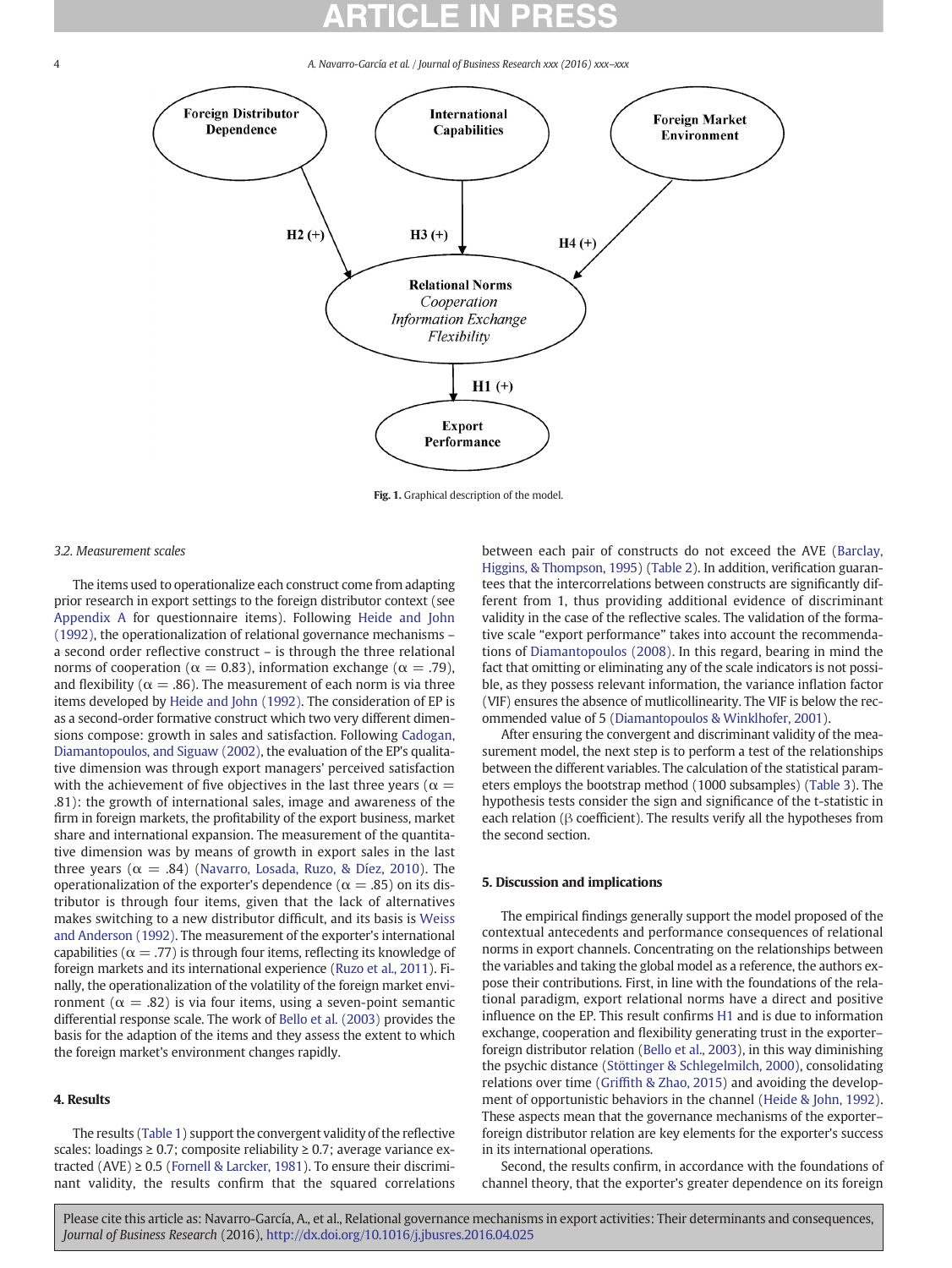Fig. 1. Graphical description of the model.

### 3.2. Measurement scales

The items used to operationalize each construct come from adapting prior research in export settings to the foreign distributor context (see Appendix A for questionnaire items). Following Heide and John (1992), the operationalization of relational governance mechanisms – a second order reflective construct – is through the three relational norms of cooperation ($\alpha = 0.83$), information exchange ($\alpha = .79$), and flexibility ($\alpha = .86$). The measurement of each norm is via three items developed by Heide and John (1992). The consideration of EP is as a second-order formative construct which two very different dimensions compose: growth in sales and satisfaction. Following Cadogan, Diamantopoulos, and Siguaw (2002), the evaluation of the EP's qualitative dimension was through export managers' perceived satisfaction with the achievement of five objectives in the last three years ($\alpha = .81$): the growth of international sales, image and awareness of the firm in foreign markets, the profitability of the export business, market share and international expansion. The measurement of the quantitative dimension was by means of growth in export sales in the last three years ($\alpha = .84$) (Navarro, Losada, Ruzo, & Díez, 2010). The operationalization of the exporter's dependence ($\alpha = .85$) on its distributor is through four items, given that the lack of alternatives makes switching to a new distributor difficult, and its basis is Weiss and Anderson (1992). The measurement of the exporter's international capabilities ($\alpha = .77$) is through four items, reflecting its knowledge of foreign markets and its international experience (Ruzo et al., 2011). Finally, the operationalization of the volatility of the foreign market environment ($\alpha = .82$) is via four items, using a seven-point semantic differential response scale. The work of Bello et al. (2003) provides the basis for the adaption of the items and they assess the extent to which the foreign market's environment changes rapidly.

## 4. Results

The results (Table 1) support the convergent validity of the reflective scales: loadings ≥ 0.7; composite reliability ≥ 0.7; average variance extracted (AVE) ≥ 0.5 (Fornell & Larcker, 1981). To ensure their discriminant validity, the results confirm that the squared correlations between each pair of constructs do not exceed the AVE (Barclay, Higgins, & Thompson, 1995) (Table 2). In addition, verification guarantees that the intercorrelations between constructs are significantly different from 1, thus providing additional evidence of discriminant validity in the case of the reflective scales. The validation of the formative scale "export performance" takes into account the recommendations of Diamantopoulos (2008). In this regard, bearing in mind the fact that omitting or eliminating any of the scale indicators is not possible, as they possess relevant information, the variance inflation factor (VIF) ensures the absence of mutlicollinearity. The VIF is below the recommended value of 5 (Diamantopoulos & Winklhofer, 2001).

After ensuring the convergent and discriminant validity of the measurement model, the next step is to perform a test of the relationships between the different variables. The calculation of the statistical parameters employs the bootstrap method (1000 subsamples) (Table 3). The hypothesis tests consider the sign and significance of the t-statistic in each relation (β coefficient). The results verify all the hypotheses from the second section.

## 5. Discussion and implications

The empirical findings generally support the model proposed of the contextual antecedents and performance consequences of relational norms in export channels. Concentrating on the relationships between the variables and taking the global model as a reference, the authors expose their contributions. First, in line with the foundations of the relational paradigm, export relational norms have a direct and positive influence on the EP. This result confirms H1 and is due to information exchange, cooperation and flexibility generating trust in the exporter–foreign distributor relation (Bello et al., 2003), in this way diminishing the psychic distance (Stöttinger & Schlegelmilch, 2000), consolidating relations over time (Griffith & Zhao, 2015) and avoiding the development of opportunistic behaviors in the channel (Heide & John, 1992). These aspects mean that the governance mechanisms of the exporter–foreign distributor relation are key elements for the exporter's success in its international operations.

Second, the results confirm, in accordance with the foundations of channel theory, that the exporter's greater dependence on its foreign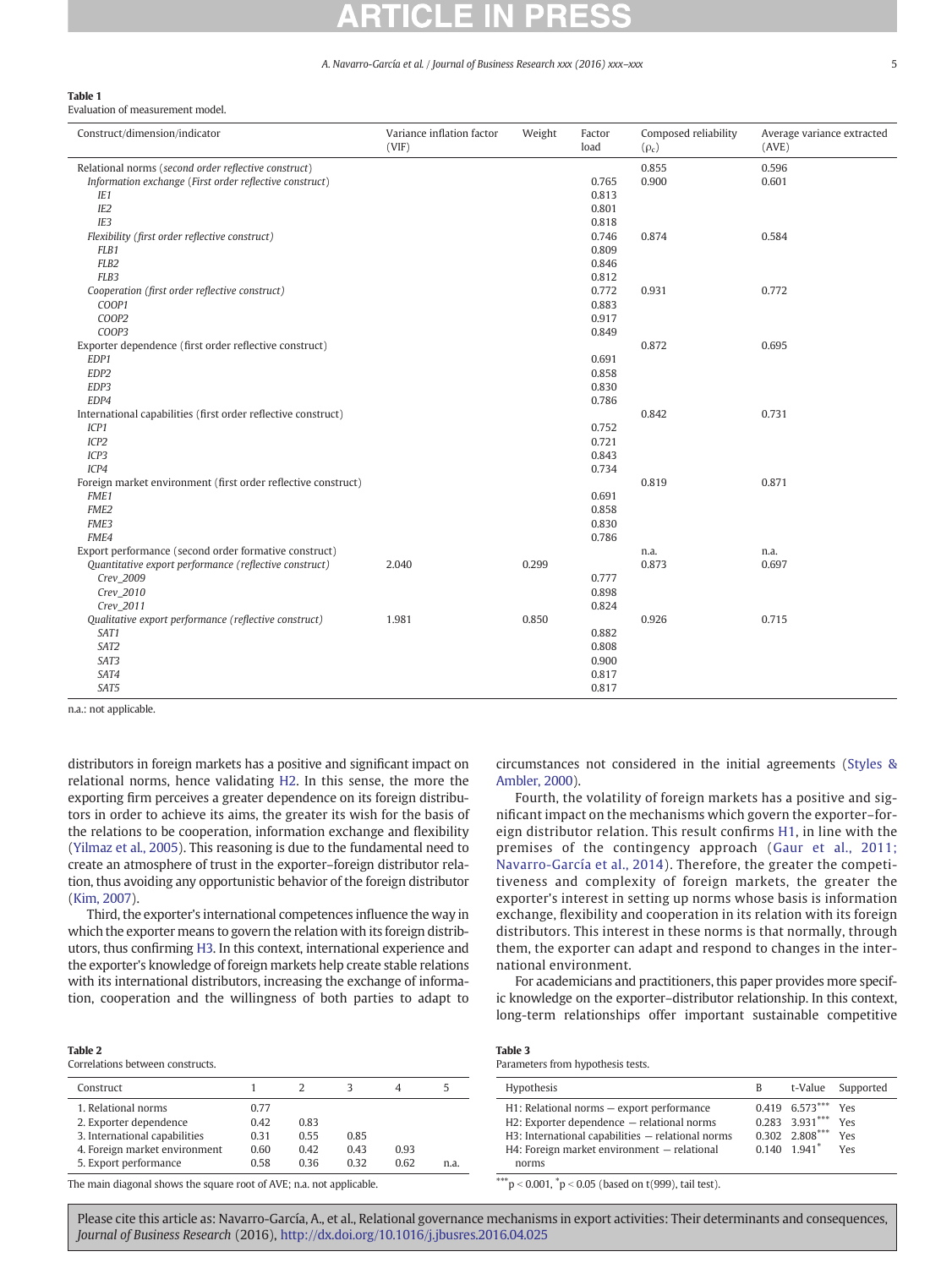**Table 1**
Evaluation of measurement model.

| Construct/dimension/indicator | Variance inflation factor (VIF) | Weight | Factor load | Composed reliability ($\rho_c$) | Average variance extracted (AVE) |
|---|---|---|---|---|---|
| Relational norms (*second order reflective construct*) | | | | 0.855 | 0.596 |
| *Information exchange (First order reflective construct)* | | | 0.765 | 0.900 | 0.601 |
| *IE1* | | | 0.813 | | |
| *IE2* | | | 0.801 | | |
| *IE3* | | | 0.818 | | |
| *Flexibility (first order reflective construct)* | | | 0.746 | 0.874 | 0.584 |
| *FLB1* | | | 0.809 | | |
| *FLB2* | | | 0.846 | | |
| *FLB3* | | | 0.812 | | |
| *Cooperation (first order reflective construct)* | | | 0.772 | 0.931 | 0.772 |
| *COOP1* | | | 0.883 | | |
| *COOP2* | | | 0.917 | | |
| *COOP3* | | | 0.849 | | |
| Exporter dependence (first order reflective construct) | | | | 0.872 | 0.695 |
| *EDP1* | | | 0.691 | | |
| *EDP2* | | | 0.858 | | |
| *EDP3* | | | 0.830 | | |
| *EDP4* | | | 0.786 | | |
| International capabilities (first order reflective construct) | | | | 0.842 | 0.731 |
| *ICP1* | | | 0.752 | | |
| *ICP2* | | | 0.721 | | |
| *ICP3* | | | 0.843 | | |
| *ICP4* | | | 0.734 | | |
| Foreign market environment (first order reflective construct) | | | | 0.819 | 0.871 |
| *FME1* | | | 0.691 | | |
| *FME2* | | | 0.858 | | |
| *FME3* | | | 0.830 | | |
| *FME4* | | | 0.786 | | |
| Export performance (second order formative construct) | | | | n.a. | n.a. |
| *Quantitative export performance (reflective construct)* | 2.040 | 0.299 | | 0.873 | 0.697 |
| *Crev_2009* | | | 0.777 | | |
| *Crev_2010* | | | 0.898 | | |
| *Crev_2011* | | | 0.824 | | |
| *Qualitative export performance (reflective construct)* | 1.981 | 0.850 | | 0.926 | 0.715 |
| *SAT1* | | | 0.882 | | |
| *SAT2* | | | 0.808 | | |
| *SAT3* | | | 0.900 | | |
| *SAT4* | | | 0.817 | | |
| *SAT5* | | | 0.817 | | |

n.a.: not applicable.

distributors in foreign markets has a positive and significant impact on relational norms, hence validating H2. In this sense, the more the exporting firm perceives a greater dependence on its foreign distributors in order to achieve its aims, the greater its wish for the basis of the relations to be cooperation, information exchange and flexibility (Yilmaz et al., 2005). This reasoning is due to the fundamental need to create an atmosphere of trust in the exporter–foreign distributor relation, thus avoiding any opportunistic behavior of the foreign distributor (Kim, 2007).

Third, the exporter's international competences influence the way in which the exporter means to govern the relation with its foreign distributors, thus confirming H3. In this context, international experience and the exporter's knowledge of foreign markets help create stable relations with its international distributors, increasing the exchange of information, cooperation and the willingness of both parties to adapt to circumstances not considered in the initial agreements (Styles & Ambler, 2000).

Fourth, the volatility of foreign markets has a positive and significant impact on the mechanisms which govern the exporter–foreign distributor relation. This result confirms H1, in line with the premises of the contingency approach (Gaur et al., 2011; Navarro-García et al., 2014). Therefore, the greater the competitiveness and complexity of foreign markets, the greater the exporter's interest in setting up norms whose basis is information exchange, flexibility and cooperation in its relation with its foreign distributors. This interest in these norms is that normally, through them, the exporter can adapt and respond to changes in the international environment.

For academicians and practitioners, this paper provides more specific knowledge on the exporter–distributor relationship. In this context, long-term relationships offer important sustainable competitive

**Table 2**
Correlations between constructs.

| Construct | 1 | 2 | 3 | 4 | 5 |
|---|---|---|---|---|---|
| 1. Relational norms | 0.77 | | | | |
| 2. Exporter dependence | 0.42 | 0.83 | | | |
| 3. International capabilities | 0.31 | 0.55 | 0.85 | | |
| 4. Foreign market environment | 0.60 | 0.42 | 0.43 | 0.93 | |
| 5. Export performance | 0.58 | 0.36 | 0.32 | 0.62 | n.a. |

The main diagonal shows the square root of AVE; n.a. not applicable.

**Table 3**
Parameters from hypothesis tests.

| Hypothesis | B | t-Value | Supported |
|---|---|---|---|
| H1: Relational norms – export performance | 0.419 | 6.573*** | Yes |
| H2: Exporter dependence – relational norms | 0.283 | 3.931*** | Yes |
| H3: International capabilities – relational norms | 0.302 | 2.808*** | Yes |
| H4: Foreign market environment – relational norms | 0.140 | 1.941* | Yes |

***$p < 0.001$, *$p < 0.05$ (based on t(999), tail test).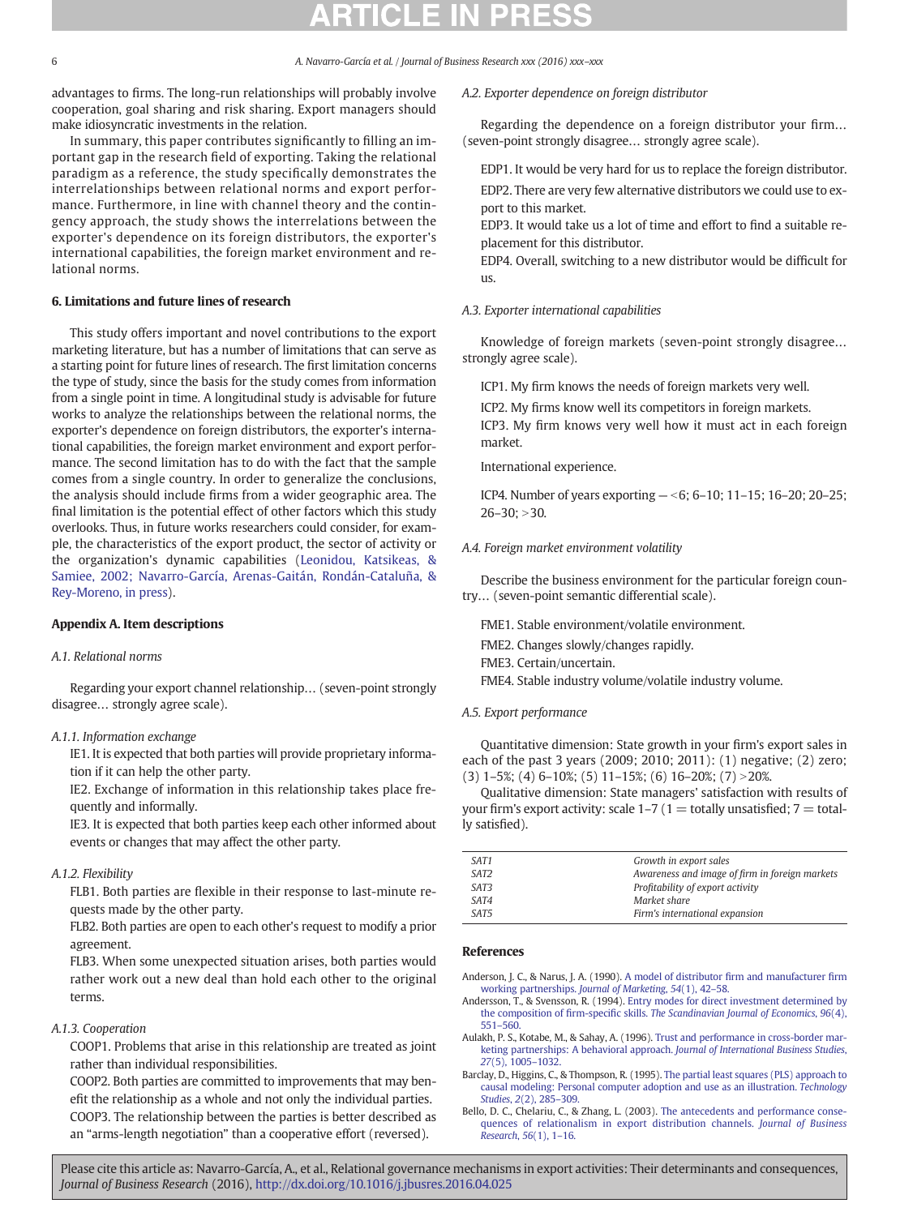advantages to firms. The long-run relationships will probably involve cooperation, goal sharing and risk sharing. Export managers should make idiosyncratic investments in the relation.

In summary, this paper contributes significantly to filling an important gap in the research field of exporting. Taking the relational paradigm as a reference, the study specifically demonstrates the interrelationships between relational norms and export performance. Furthermore, in line with channel theory and the contingency approach, the study shows the interrelations between the exporter's dependence on its foreign distributors, the exporter's international capabilities, the foreign market environment and relational norms.

## 6. Limitations and future lines of research

This study offers important and novel contributions to the export marketing literature, but has a number of limitations that can serve as a starting point for future lines of research. The first limitation concerns the type of study, since the basis for the study comes from information from a single point in time. A longitudinal study is advisable for future works to analyze the relationships between the relational norms, the exporter's dependence on foreign distributors, the exporter's international capabilities, the foreign market environment and export performance. The second limitation has to do with the fact that the sample comes from a single country. In order to generalize the conclusions, the analysis should include firms from a wider geographic area. The final limitation is the potential effect of other factors which this study overlooks. Thus, in future works researchers could consider, for example, the characteristics of the export product, the sector of activity or the organization's dynamic capabilities (Leonidou, Katsikeas, & Samiee, 2002; Navarro-García, Arenas-Gaitán, Rondán-Cataluña, & Rey-Moreno, in press).

## Appendix A. Item descriptions

### A.1. Relational norms

Regarding your export channel relationship… (seven-point strongly disagree… strongly agree scale).

#### A.1.1. Information exchange

IE1. It is expected that both parties will provide proprietary information if it can help the other party.

IE2. Exchange of information in this relationship takes place frequently and informally.

IE3. It is expected that both parties keep each other informed about events or changes that may affect the other party.

#### A.1.2. Flexibility

FLB1. Both parties are flexible in their response to last-minute requests made by the other party.

FLB2. Both parties are open to each other's request to modify a prior agreement.

FLB3. When some unexpected situation arises, both parties would rather work out a new deal than hold each other to the original terms.

#### A.1.3. Cooperation

COOP1. Problems that arise in this relationship are treated as joint rather than individual responsibilities.

COOP2. Both parties are committed to improvements that may benefit the relationship as a whole and not only the individual parties.

COOP3. The relationship between the parties is better described as an "arms-length negotiation" than a cooperative effort (reversed).

### A.2. Exporter dependence on foreign distributor

Regarding the dependence on a foreign distributor your firm… (seven-point strongly disagree… strongly agree scale).

EDP1. It would be very hard for us to replace the foreign distributor.

EDP2. There are very few alternative distributors we could use to export to this market.

EDP3. It would take us a lot of time and effort to find a suitable replacement for this distributor.

EDP4. Overall, switching to a new distributor would be difficult for us.

### A.3. Exporter international capabilities

Knowledge of foreign markets (seven-point strongly disagree… strongly agree scale).

ICP1. My firm knows the needs of foreign markets very well.

ICP2. My firms know well its competitors in foreign markets.

ICP3. My firm knows very well how it must act in each foreign market.

International experience.

ICP4. Number of years exporting — <6; 6–10; 11–15; 16–20; 20–25; 26–30; >30.

### A.4. Foreign market environment volatility

Describe the business environment for the particular foreign country… (seven-point semantic differential scale).

FME1. Stable environment/volatile environment.

FME2. Changes slowly/changes rapidly.

FME3. Certain/uncertain.

FME4. Stable industry volume/volatile industry volume.

### A.5. Export performance

Quantitative dimension: State growth in your firm's export sales in each of the past 3 years (2009; 2010; 2011): (1) negative; (2) zero; (3) 1–5%; (4) 6–10%; (5) 11–15%; (6) 16–20%; (7) >20%.

Qualitative dimension: State managers' satisfaction with results of your firm's export activity: scale 1–7 (1 = totally unsatisfied; 7 = totally satisfied).

| | |
|---|---|
| *SAT1* | *Growth in export sales* |
| *SAT2* | *Awareness and image of firm in foreign markets* |
| *SAT3* | *Profitability of export activity* |
| *SAT4* | *Market share* |
| *SAT5* | *Firm's international expansion* |

## References

Anderson, J. C., & Narus, J. A. (1990). A model of distributor firm and manufacturer firm working partnerships. *Journal of Marketing*, *54*(1), 42–58.

Andersson, T., & Svensson, R. (1994). Entry modes for direct investment determined by the composition of firm-specific skills. *The Scandinavian Journal of Economics*, *96*(4), 551–560.

Aulakh, P. S., Kotabe, M., & Sahay, A. (1996). Trust and performance in cross-border marketing partnerships: A behavioral approach. *Journal of International Business Studies*, *27*(5), 1005–1032.

Barclay, D., Higgins, C., & Thompson, R. (1995). The partial least squares (PLS) approach to causal modeling: Personal computer adoption and use as an illustration. *Technology Studies*, *2*(2), 285–309.

Bello, D. C., Chelariu, C., & Zhang, L. (2003). The antecedents and performance consequences of relationalism in export distribution channels. *Journal of Business Research*, *56*(1), 1–16.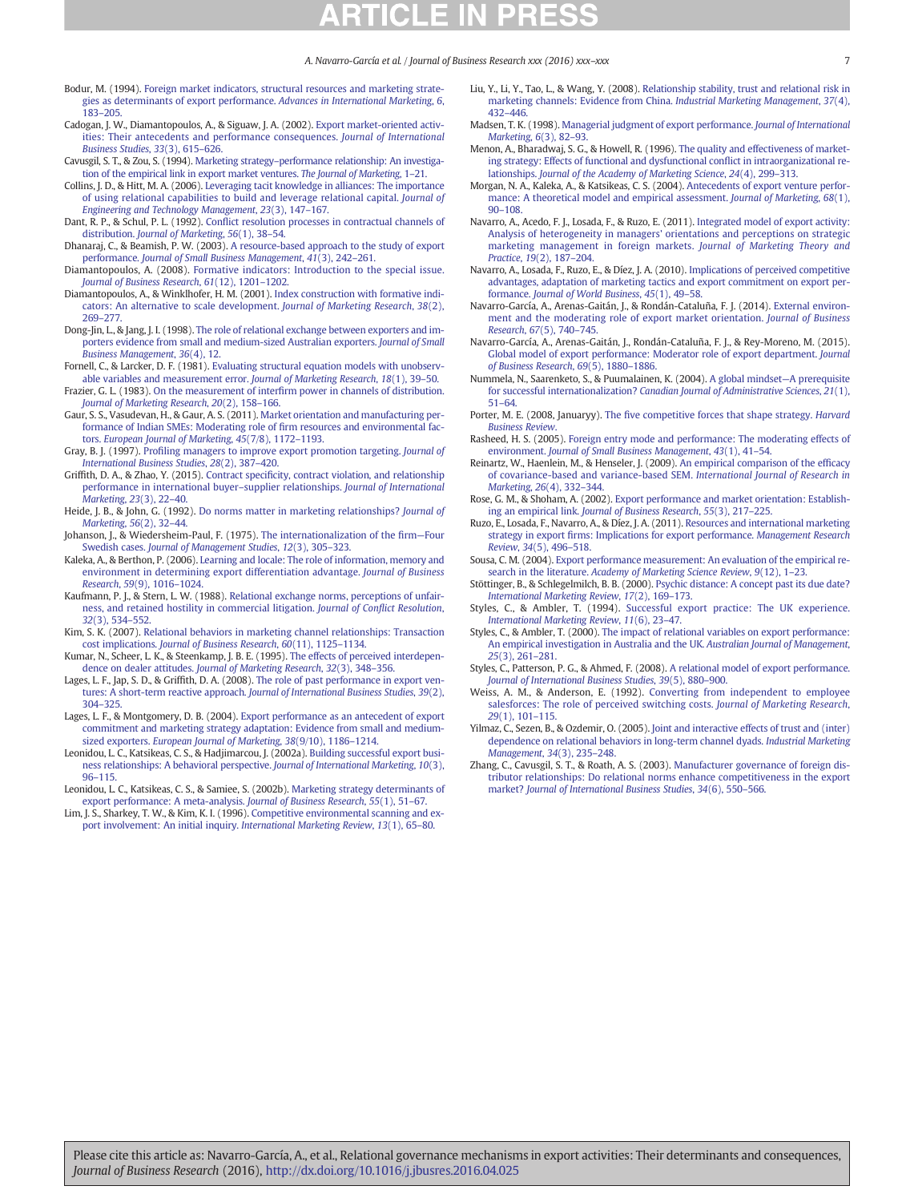Bodur, M. (1994). Foreign market indicators, structural resources and marketing strategies as determinants of export performance. *Advances in International Marketing*, *6*, 183–205.

Cadogan, J. W., Diamantopoulos, A., & Siguaw, J. A. (2002). Export market-oriented activities: Their antecedents and performance consequences. *Journal of International Business Studies*, *33*(3), 615–626.

Cavusgil, S. T., & Zou, S. (1994). Marketing strategy–performance relationship: An investigation of the empirical link in export market ventures. *The Journal of Marketing*, 1–21.

Collins, J. D., & Hitt, M. A. (2006). Leveraging tacit knowledge in alliances: The importance of using relational capabilities to build and leverage relational capital. *Journal of Engineering and Technology Management*, *23*(3), 147–167.

Dant, R. P., & Schul, P. L. (1992). Conflict resolution processes in contractual channels of distribution. *Journal of Marketing*, *56*(1), 38–54.

Dhanaraj, C., & Beamish, P. W. (2003). A resource-based approach to the study of export performance. *Journal of Small Business Management*, *41*(3), 242–261.

Diamantopoulos, A. (2008). Formative indicators: Introduction to the special issue. *Journal of Business Research*, *61*(12), 1201–1202.

Diamantopoulos, A., & Winklhofer, H. M. (2001). Index construction with formative indicators: An alternative to scale development. *Journal of Marketing Research*, *38*(2), 269–277.

Dong-Jin, L., & Jang, J. I. (1998). The role of relational exchange between exporters and importers evidence from small and medium-sized Australian exporters. *Journal of Small Business Management*, *36*(4), 12.

Fornell, C., & Larcker, D. F. (1981). Evaluating structural equation models with unobservable variables and measurement error. *Journal of Marketing Research*, *18*(1), 39–50.

Frazier, G. L. (1983). On the measurement of interfirm power in channels of distribution. *Journal of Marketing Research*, *20*(2), 158–166.

Gaur, S. S., Vasudevan, H., & Gaur, A. S. (2011). Market orientation and manufacturing performance of Indian SMEs: Moderating role of firm resources and environmental factors. *European Journal of Marketing*, *45*(7/8), 1172–1193.

Gray, B. J. (1997). Profiling managers to improve export promotion targeting. *Journal of International Business Studies*, *28*(2), 387–420.

Griffith, D. A., & Zhao, Y. (2015). Contract specificity, contract violation, and relationship performance in international buyer–supplier relationships. *Journal of International Marketing*, *23*(3), 22–40.

Heide, J. B., & John, G. (1992). Do norms matter in marketing relationships? *Journal of Marketing*, *56*(2), 32–44.

Johanson, J., & Wiedersheim-Paul, F. (1975). The internationalization of the firm—Four Swedish cases. *Journal of Management Studies*, *12*(3), 305–323.

Kaleka, A., & Berthon, P. (2006). Learning and locale: The role of information, memory and environment in determining export differentiation advantage. *Journal of Business Research*, *59*(9), 1016–1024.

Kaufmann, P. J., & Stern, L. W. (1988). Relational exchange norms, perceptions of unfairness, and retained hostility in commercial litigation. *Journal of Conflict Resolution*, *32*(3), 534–552.

Kim, S. K. (2007). Relational behaviors in marketing channel relationships: Transaction cost implications. *Journal of Business Research*, *60*(11), 1125–1134.

Kumar, N., Scheer, L. K., & Steenkamp, J. B. E. (1995). The effects of perceived interdependence on dealer attitudes. *Journal of Marketing Research*, *32*(3), 348–356.

Lages, L. F., Jap, S. D., & Griffith, D. A. (2008). The role of past performance in export ventures: A short-term reactive approach. *Journal of International Business Studies*, *39*(2), 304–325.

Lages, L. F., & Montgomery, D. B. (2004). Export performance as an antecedent of export commitment and marketing strategy adaptation: Evidence from small and medium-sized exporters. *European Journal of Marketing*, *38*(9/10), 1186–1214.

Leonidou, L. C., Katsikeas, C. S., & Hadjimarcou, J. (2002a). Building successful export business relationships: A behavioral perspective. *Journal of International Marketing*, *10*(3), 96–115.

Leonidou, L. C., Katsikeas, C. S., & Samiee, S. (2002b). Marketing strategy determinants of export performance: A meta-analysis. *Journal of Business Research*, *55*(1), 51–67.

Lim, J. S., Sharkey, T. W., & Kim, K. I. (1996). Competitive environmental scanning and export involvement: An initial inquiry. *International Marketing Review*, *13*(1), 65–80.

Liu, Y., Li, Y., Tao, L., & Wang, Y. (2008). Relationship stability, trust and relational risk in marketing channels: Evidence from China. *Industrial Marketing Management*, *37*(4), 432–446.

Madsen, T. K. (1998). Managerial judgment of export performance. *Journal of International Marketing*, *6*(3), 82–93.

Menon, A., Bharadwaj, S. G., & Howell, R. (1996). The quality and effectiveness of marketing strategy: Effects of functional and dysfunctional conflict in intraorganizational relationships. *Journal of the Academy of Marketing Science*, *24*(4), 299–313.

Morgan, N. A., Kaleka, A., & Katsikeas, C. S. (2004). Antecedents of export venture performance: A theoretical model and empirical assessment. *Journal of Marketing*, *68*(1), 90–108.

Navarro, A., Acedo, F. J., Losada, F., & Ruzo, E. (2011). Integrated model of export activity: Analysis of heterogeneity in managers' orientations and perceptions on strategic marketing management in foreign markets. *Journal of Marketing Theory and Practice*, *19*(2), 187–204.

Navarro, A., Losada, F., Ruzo, E., & Díez, J. A. (2010). Implications of perceived competitive advantages, adaptation of marketing tactics and export commitment on export performance. *Journal of World Business*, *45*(1), 49–58.

Navarro-García, A., Arenas-Gaitán, J., & Rondán-Cataluña, F. J. (2014). External environment and the moderating role of export market orientation. *Journal of Business Research*, *67*(5), 740–745.

Navarro-García, A., Arenas-Gaitán, J., Rondán-Cataluña, F. J., & Rey-Moreno, M. (2015). Global model of export performance: Moderator role of export department. *Journal of Business Research*, *69*(5), 1880–1886.

Nummela, N., Saarenketo, S., & Puumalainen, K. (2004). A global mindset—A prerequisite for successful internationalization? *Canadian Journal of Administrative Sciences*, *21*(1), 51–64.

Porter, M. E. (2008, Januaryy). The five competitive forces that shape strategy. *Harvard Business Review*.

Rasheed, H. S. (2005). Foreign entry mode and performance: The moderating effects of environment. *Journal of Small Business Management*, *43*(1), 41–54.

Reinartz, W., Haenlein, M., & Henseler, J. (2009). An empirical comparison of the efficacy of covariance-based and variance-based SEM. *International Journal of Research in Marketing*, *26*(4), 332–344.

Rose, G. M., & Shoham, A. (2002). Export performance and market orientation: Establishing an empirical link. *Journal of Business Research*, *55*(3), 217–225.

Ruzo, E., Losada, F., Navarro, A., & Díez, J. A. (2011). Resources and international marketing strategy in export firms: Implications for export performance. *Management Research Review*, *34*(5), 496–518.

Sousa, C. M. (2004). Export performance measurement: An evaluation of the empirical research in the literature. *Academy of Marketing Science Review*, *9*(12), 1–23.

Stöttinger, B., & Schlegelmilch, B. B. (2000). Psychic distance: A concept past its due date? *International Marketing Review*, *17*(2), 169–173.

Styles, C., & Ambler, T. (1994). Successful export practice: The UK experience. *International Marketing Review*, *11*(6), 23–47.

Styles, C., & Ambler, T. (2000). The impact of relational variables on export performance: An empirical investigation in Australia and the UK. *Australian Journal of Management*, *25*(3), 261–281.

Styles, C., Patterson, P. G., & Ahmed, F. (2008). A relational model of export performance. *Journal of International Business Studies*, *39*(5), 880–900.

Weiss, A. M., & Anderson, E. (1992). Converting from independent to employee salesforces: The role of perceived switching costs. *Journal of Marketing Research*, *29*(1), 101–115.

Yilmaz, C., Sezen, B., & Ozdemir, O. (2005). Joint and interactive effects of trust and (inter) dependence on relational behaviors in long-term channel dyads. *Industrial Marketing Management*, *34*(3), 235–248.

Zhang, C., Cavusgil, S. T., & Roath, A. S. (2003). Manufacturer governance of foreign distributor relationships: Do relational norms enhance competitiveness in the export market? *Journal of International Business Studies*, *34*(6), 550–566.